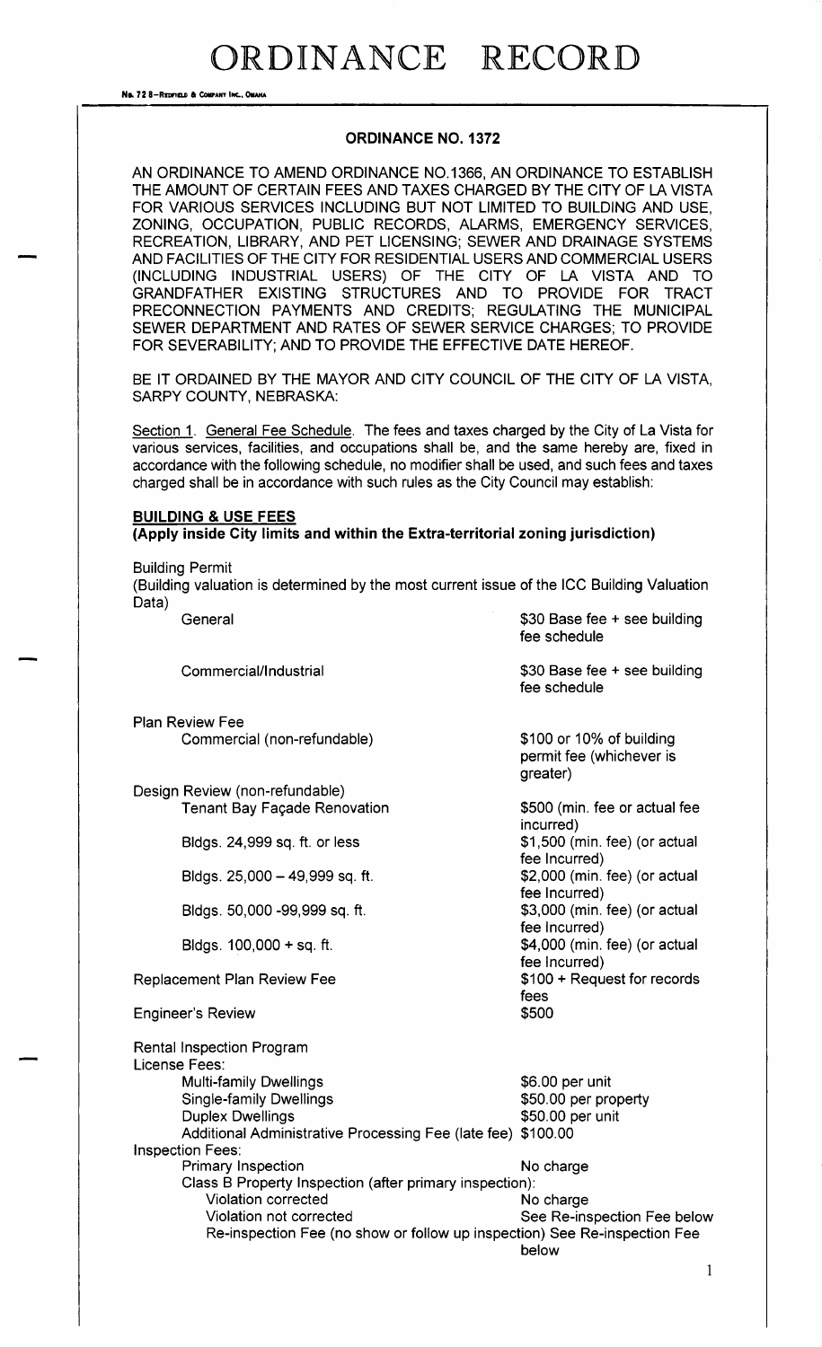# ORDINANCE RECORD

No. 72 8—Redfield & Company Inc., Omaha

## ORDINANCE NO. 1372

AN ORDINANCE TO AMEND ORDINANCE NO.1366, AN ORDINANCE TO ESTABLISH THE AMOUNT OF CERTAIN FEES AND TAXES CHARGED BY THE CITY OF LA VISTA FOR VARIOUS SERVICES INCLUDING BUT NOT LIMITED TO BUILDING AND USE, ZONING, OCCUPATION, PUBLIC RECORDS, ALARMS, EMERGENCY SERVICES, RECREATION, LIBRARY, AND PET LICENSING; SEWER AND DRAINAGE SYSTEMS AND FACILITIES OF THE CITY FOR RESIDENTIAL USERS AND COMMERCIAL USERS (INCLUDING INDUSTRIAL USERS) OF THE CITY OF LA VISTA AND TO GRANDFATHER EXISTING STRUCTURES AND TO PROVIDE FOR TRACT PRECONNECTION PAYMENTS AND CREDITS; REGULATING THE MUNICIPAL SEWER DEPARTMENT AND RATES OF SEWER SERVICE CHARGES; TO PROVIDE FOR SEVERABILITY; AND TO PROVIDE THE EFFECTIVE DATE HEREOF.

BE IT ORDAINED BY THE MAYOR AND CITY COUNCIL OF THE CITY OF LA VISTA, SARPY COUNTY, NEBRASKA:

Section 1. General Fee Schedule. The fees and taxes charged by the City of La Vista for various services, facilities, and occupations shall be, and the same hereby are, fixed in accordance with the following schedule, no modifier shall be used, and such fees and taxes charged shall be in accordance with such rules as the City Council may establish:

**BUILDING & USE FEES**
**(Apply inside City limits and within the Extra-territorial zoning jurisdiction)**

Building Permit
(Building valuation is determined by the most current issue of the ICC Building Valuation Data)

| | |
|---|---|
| General | $30 Base fee + see building fee schedule |
| Commercial/Industrial | $30 Base fee + see building fee schedule |
| Plan Review Fee | |
| Commercial (non-refundable) | $100 or 10% of building permit fee (whichever is greater) |
| Design Review (non-refundable) | |
| Tenant Bay Façade Renovation | $500 (min. fee or actual fee incurred) |
| Bldgs. 24,999 sq. ft. or less | $1,500 (min. fee) (or actual fee Incurred) |
| Bldgs. 25,000 – 49,999 sq. ft. | $2,000 (min. fee) (or actual fee Incurred) |
| Bldgs. 50,000 -99,999 sq. ft. | $3,000 (min. fee) (or actual fee Incurred) |
| Bldgs. 100,000 + sq. ft. | $4,000 (min. fee) (or actual fee Incurred) |
| Replacement Plan Review Fee | $100 + Request for records fees |
| Engineer's Review | $500 |

Rental Inspection Program
License Fees:

| | |
|---|---|
| Multi-family Dwellings | $6.00 per unit |
| Single-family Dwellings | $50.00 per property |
| Duplex Dwellings | $50.00 per unit |
| Additional Administrative Processing Fee (late fee) | $100.00 |

Inspection Fees:

| | |
|---|---|
| Primary Inspection | No charge |
| Class B Property Inspection (after primary inspection): | |
| Violation corrected | No charge |
| Violation not corrected | See Re-inspection Fee below |
| Re-inspection Fee (no show or follow up inspection) | See Re-inspection Fee below |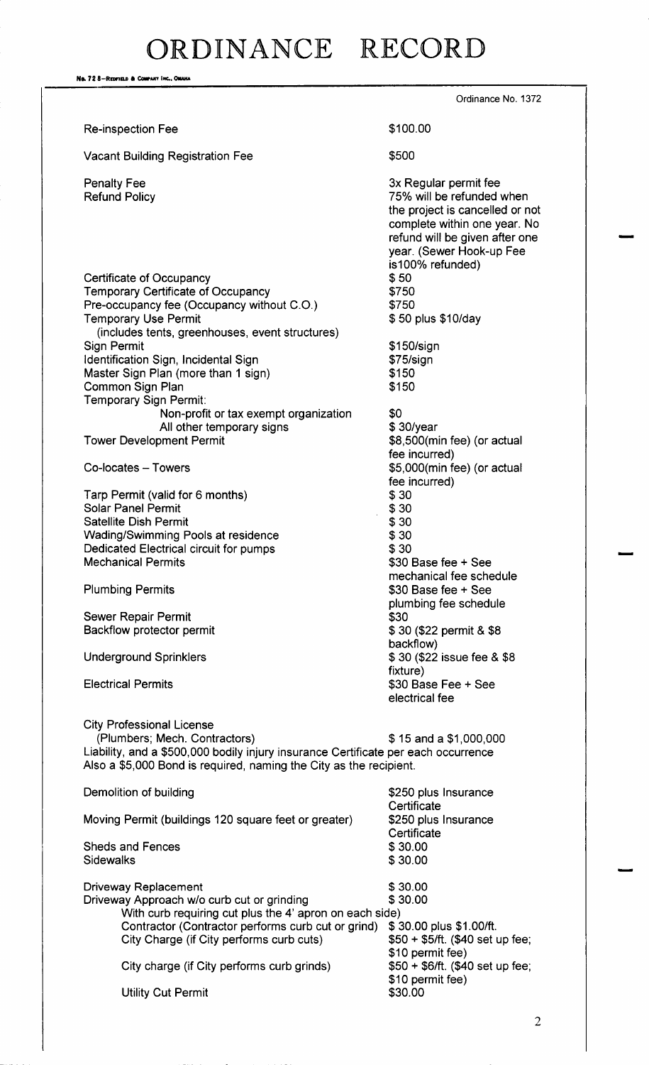# ORDINANCE RECORD

No. 72 8—Redfield & Company Inc., Omaha

Ordinance No. 1372

| Item | Fee |
|---|---|
| Re-inspection Fee | $100.00 |
| Vacant Building Registration Fee | $500 |
| Penalty Fee | 3x Regular permit fee |
| Refund Policy | 75% will be refunded when the project is cancelled or not complete within one year. No refund will be given after one year. (Sewer Hook-up Fee is100% refunded) |
| Certificate of Occupancy | $ 50 |
| Temporary Certificate of Occupancy | $750 |
| Pre-occupancy fee (Occupancy without C.O.) | $750 |
| Temporary Use Permit (includes tents, greenhouses, event structures) | $ 50 plus $10/day |
| Sign Permit | $150/sign |
| Identification Sign, Incidental Sign | $75/sign |
| Master Sign Plan (more than 1 sign) | $150 |
| Common Sign Plan | $150 |
| Temporary Sign Permit: | |
| Non-profit or tax exempt organization | $0 |
| All other temporary signs | $ 30/year |
| Tower Development Permit | $8,500(min fee) (or actual fee incurred) |
| Co-locates – Towers | $5,000(min fee) (or actual fee incurred) |
| Tarp Permit (valid for 6 months) | $ 30 |
| Solar Panel Permit | $ 30 |
| Satellite Dish Permit | $ 30 |
| Wading/Swimming Pools at residence | $ 30 |
| Dedicated Electrical circuit for pumps | $ 30 |
| Mechanical Permits | $30 Base fee + See mechanical fee schedule |
| Plumbing Permits | $30 Base fee + See plumbing fee schedule |
| Sewer Repair Permit | $30 |
| Backflow protector permit | $ 30 ($22 permit & $8 backflow) |
| Underground Sprinklers | $ 30 ($22 issue fee & $8 fixture) |
| Electrical Permits | $30 Base Fee + See electrical fee |

City Professional License
(Plumbers; Mech. Contractors) $ 15 and a $1,000,000 Liability, and a $500,000 bodily injury insurance Certificate per each occurrence
Also a $5,000 Bond is required, naming the City as the recipient.

| Item | Fee |
|---|---|
| Demolition of building | $250 plus Insurance Certificate |
| Moving Permit (buildings 120 square feet or greater) | $250 plus Insurance Certificate |
| Sheds and Fences | $ 30.00 |
| Sidewalks | $ 30.00 |
| Driveway Replacement | $ 30.00 |
| Driveway Approach w/o curb cut or grinding | $ 30.00 |
| With curb requiring cut plus the 4' apron on each side) | |
| Contractor (Contractor performs curb cut or grind) | $ 30.00 plus $1.00/ft. |
| City Charge (if City performs curb cuts) | $50 + $5/ft. ($40 set up fee; $10 permit fee) |
| City charge (if City performs curb grinds) | $50 + $6/ft. ($40 set up fee; $10 permit fee) |
| Utility Cut Permit | $30.00 |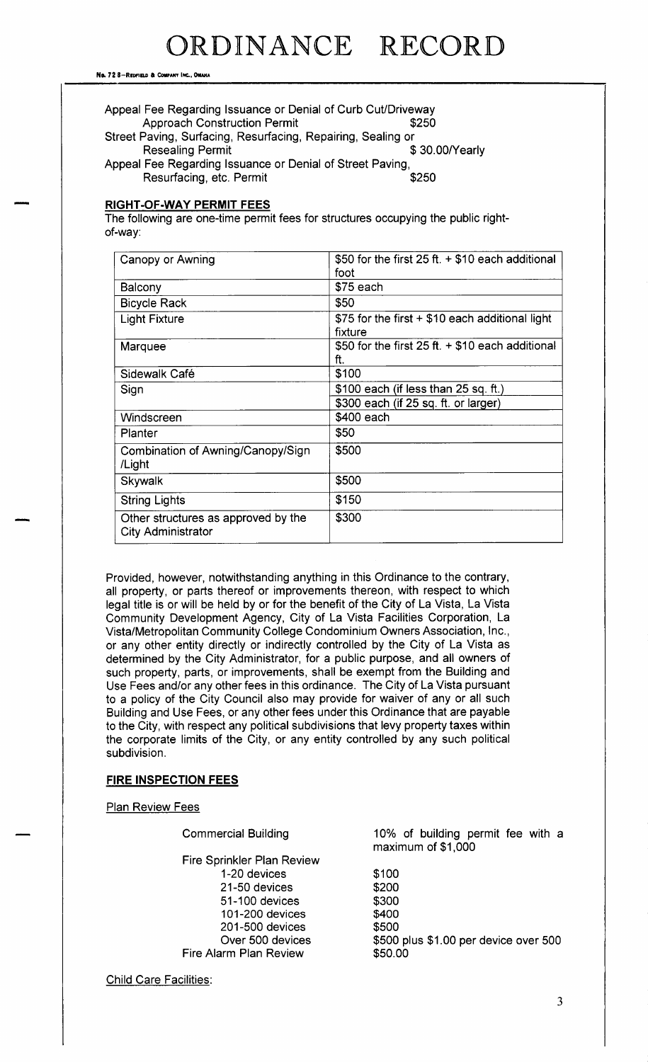Appeal Fee Regarding Issuance or Denial of Curb Cut/Driveway Approach Construction Permit — $250

Street Paving, Surfacing, Resurfacing, Repairing, Sealing or Resealing Permit — $ 30.00/Yearly

Appeal Fee Regarding Issuance or Denial of Street Paving, Resurfacing, etc. Permit — $250

**RIGHT-OF-WAY PERMIT FEES**

The following are one-time permit fees for structures occupying the public right-of-way:

| | |
|---|---|
| Canopy or Awning | $50 for the first 25 ft. + $10 each additional foot |
| Balcony | $75 each |
| Bicycle Rack | $50 |
| Light Fixture | $75 for the first + $10 each additional light fixture |
| Marquee | $50 for the first 25 ft. + $10 each additional ft. |
| Sidewalk Café | $100 |
| Sign | $100 each (if less than 25 sq. ft.)<br>$300 each (if 25 sq. ft. or larger) |
| Windscreen | $400 each |
| Planter | $50 |
| Combination of Awning/Canopy/Sign /Light | $500 |
| Skywalk | $500 |
| String Lights | $150 |
| Other structures as approved by the City Administrator | $300 |

Provided, however, notwithstanding anything in this Ordinance to the contrary, all property, or parts thereof or improvements thereon, with respect to which legal title is or will be held by or for the benefit of the City of La Vista, La Vista Community Development Agency, City of La Vista Facilities Corporation, La Vista/Metropolitan Community College Condominium Owners Association, Inc., or any other entity directly or indirectly controlled by the City of La Vista as determined by the City Administrator, for a public purpose, and all owners of such property, parts, or improvements, shall be exempt from the Building and Use Fees and/or any other fees in this ordinance. The City of La Vista pursuant to a policy of the City Council also may provide for waiver of any or all such Building and Use Fees, or any other fees under this Ordinance that are payable to the City, with respect any political subdivisions that levy property taxes within the corporate limits of the City, or any entity controlled by any such political subdivision.

**FIRE INSPECTION FEES**

Plan Review Fees

Commercial Building — 10% of building permit fee with a maximum of $1,000

Fire Sprinkler Plan Review
- 1-20 devices — $100
- 21-50 devices — $200
- 51-100 devices — $300
- 101-200 devices — $400
- 201-500 devices — $500
- Over 500 devices — $500 plus $1.00 per device over 500

Fire Alarm Plan Review — $50.00

Child Care Facilities: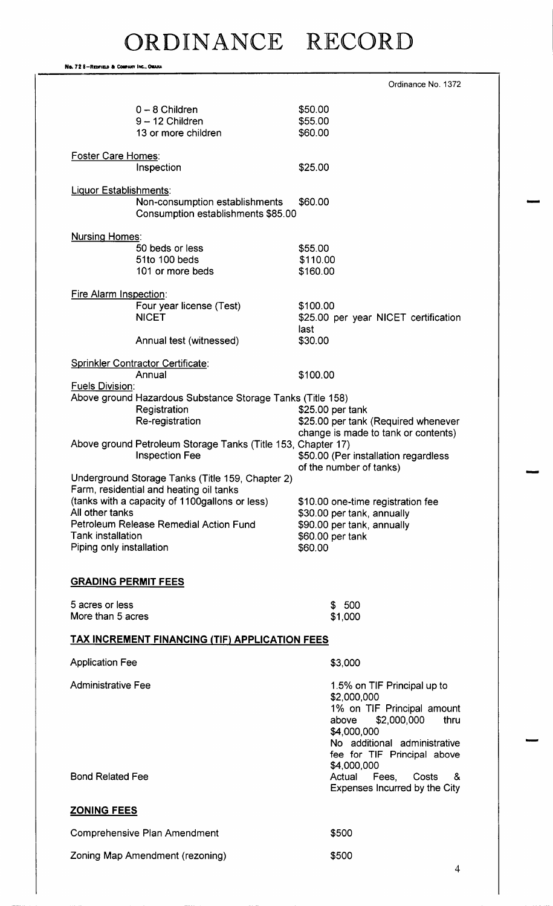Ordinance No. 1372

| | |
|---|---|
| 0 – 8 Children | $50.00 |
| 9 – 12 Children | $55.00 |
| 13 or more children | $60.00 |

Foster Care Homes:

| | |
|---|---|
| Inspection | $25.00 |

Liquor Establishments:

| | |
|---|---|
| Non-consumption establishments | $60.00 |
| Consumption establishments $85.00 | |

Nursing Homes:

| | |
|---|---|
| 50 beds or less | $55.00 |
| 51to 100 beds | $110.00 |
| 101 or more beds | $160.00 |

Fire Alarm Inspection:

| | |
|---|---|
| Four year license (Test) | $100.00 |
| NICET | $25.00 per year NICET certification last |
| Annual test (witnessed) | $30.00 |

Sprinkler Contractor Certificate:

| | |
|---|---|
| Annual | $100.00 |

Fuels Division:

Above ground Hazardous Substance Storage Tanks (Title 158)

| | |
|---|---|
| Registration | $25.00 per tank |
| Re-registration | $25.00 per tank (Required whenever change is made to tank or contents) |

Above ground Petroleum Storage Tanks (Title 153, Chapter 17)

| | |
|---|---|
| Inspection Fee | $50.00 (Per installation regardless of the number of tanks) |

Underground Storage Tanks (Title 159, Chapter 2)

| | |
|---|---|
| Farm, residential and heating oil tanks (tanks with a capacity of 1100gallons or less) | $10.00 one-time registration fee |
| All other tanks | $30.00 per tank, annually |
| Petroleum Release Remedial Action Fund | $90.00 per tank, annually |
| Tank installation | $60.00 per tank |
| Piping only installation | $60.00 |

**GRADING PERMIT FEES**

| | |
|---|---|
| 5 acres or less | $ 500 |
| More than 5 acres | $1,000 |

**TAX INCREMENT FINANCING (TIF) APPLICATION FEES**

| | |
|---|---|
| Application Fee | $3,000 |
| Administrative Fee | 1.5% on TIF Principal up to $2,000,000<br>1% on TIF Principal amount above $2,000,000 thru $4,000,000<br>No additional administrative fee for TIF Principal above $4,000,000 |
| Bond Related Fee | Actual Fees, Costs & Expenses Incurred by the City |

**ZONING FEES**

| | |
|---|---|
| Comprehensive Plan Amendment | $500 |
| Zoning Map Amendment (rezoning) | $500 |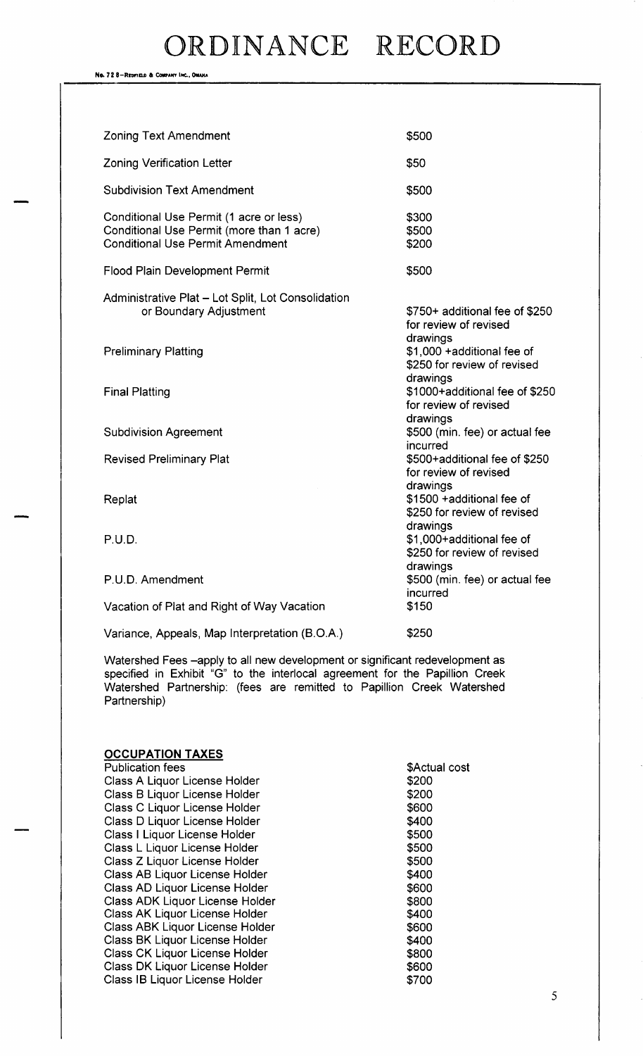| | |
|---|---|
| Zoning Text Amendment | $500 |
| Zoning Verification Letter | $50 |
| Subdivision Text Amendment | $500 |
| Conditional Use Permit (1 acre or less) | $300 |
| Conditional Use Permit (more than 1 acre) | $500 |
| Conditional Use Permit Amendment | $200 |
| Flood Plain Development Permit | $500 |
| Administrative Plat – Lot Split, Lot Consolidation or Boundary Adjustment | $750+ additional fee of $250 for review of revised drawings |
| Preliminary Platting | $1,000 +additional fee of $250 for review of revised drawings |
| Final Platting | $1000+additional fee of $250 for review of revised drawings |
| Subdivision Agreement | $500 (min. fee) or actual fee incurred |
| Revised Preliminary Plat | $500+additional fee of $250 for review of revised drawings |
| Replat | $1500 +additional fee of $250 for review of revised drawings |
| P.U.D. | $1,000+additional fee of $250 for review of revised drawings |
| P.U.D. Amendment | $500 (min. fee) or actual fee incurred |
| Vacation of Plat and Right of Way Vacation | $150 |
| Variance, Appeals, Map Interpretation (B.O.A.) | $250 |

Watershed Fees –apply to all new development or significant redevelopment as specified in Exhibit "G" to the interlocal agreement for the Papillion Creek Watershed Partnership: (fees are remitted to Papillion Creek Watershed Partnership)

**OCCUPATION TAXES**

| | |
|---|---|
| Publication fees | $Actual cost |
| Class A Liquor License Holder | $200 |
| Class B Liquor License Holder | $200 |
| Class C Liquor License Holder | $600 |
| Class D Liquor License Holder | $400 |
| Class I Liquor License Holder | $500 |
| Class L Liquor License Holder | $500 |
| Class Z Liquor License Holder | $500 |
| Class AB Liquor License Holder | $400 |
| Class AD Liquor License Holder | $600 |
| Class ADK Liquor License Holder | $800 |
| Class AK Liquor License Holder | $400 |
| Class ABK Liquor License Holder | $600 |
| Class BK Liquor License Holder | $400 |
| Class CK Liquor License Holder | $800 |
| Class DK Liquor License Holder | $600 |
| Class IB Liquor License Holder | $700 |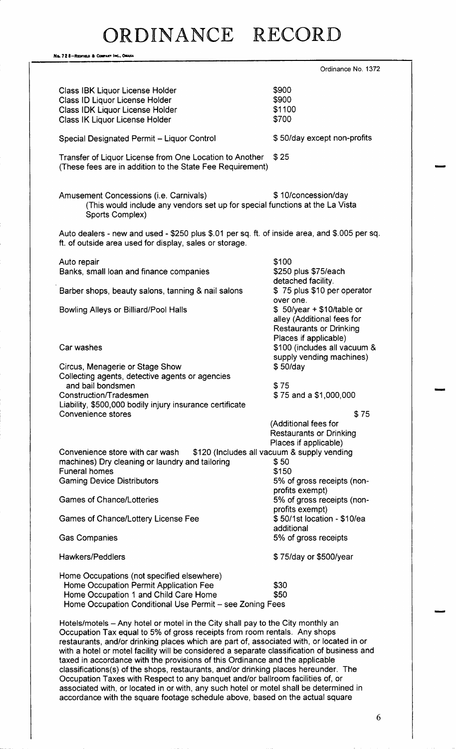Ordinance No. 1372

| | |
|---|---|
| Class IBK Liquor License Holder | $900 |
| Class ID Liquor License Holder | $900 |
| Class IDK Liquor License Holder | $1100 |
| Class IK Liquor License Holder | $700 |
| Special Designated Permit – Liquor Control | $ 50/day except non-profits |
| Transfer of Liquor License from One Location to Another (These fees are in addition to the State Fee Requirement) | $ 25 |

Amusement Concessions (i.e. Carnivals) $ 10/concession/day
(This would include any vendors set up for special functions at the La Vista Sports Complex)

Auto dealers - new and used - $250 plus $.01 per sq. ft. of inside area, and $.005 per sq. ft. of outside area used for display, sales or storage.

| | |
|---|---|
| Auto repair | $100 |
| Banks, small loan and finance companies | $250 plus $75/each detached facility. |
| Barber shops, beauty salons, tanning & nail salons | $ 75 plus $10 per operator over one. |
| Bowling Alleys or Billiard/Pool Halls | $ 50/year + $10/table or alley (Additional fees for Restaurants or Drinking Places if applicable) |
| Car washes | $100 (includes all vacuum & supply vending machines) |
| Circus, Menagerie or Stage Show | $ 50/day |
| Collecting agents, detective agents or agencies and bail bondsmen | $ 75 |
| Construction/Tradesmen | $ 75 and a $1,000,000 Liability, $500,000 bodily injury insurance certificate |
| Convenience stores | $ 75 (Additional fees for Restaurants or Drinking Places if applicable) |
| Convenience store with car wash | $120 (Includes all vacuum & supply vending machines) |
| Dry cleaning or laundry and tailoring | $ 50 |
| Funeral homes | $150 |
| Gaming Device Distributors | 5% of gross receipts (non-profits exempt) |
| Games of Chance/Lotteries | 5% of gross receipts (non-profits exempt) |
| Games of Chance/Lottery License Fee | $ 50/1st location - $10/ea additional |
| Gas Companies | 5% of gross receipts |
| Hawkers/Peddlers | $ 75/day or $500/year |

Home Occupations (not specified elsewhere)

| | |
|---|---|
| Home Occupation Permit Application Fee | $30 |
| Home Occupation 1 and Child Care Home | $50 |
| Home Occupation Conditional Use Permit – see Zoning Fees | |

Hotels/motels – Any hotel or motel in the City shall pay to the City monthly an Occupation Tax equal to 5% of gross receipts from room rentals. Any shops restaurants, and/or drinking places which are part of, associated with, or located in or with a hotel or motel facility will be considered a separate classification of business and taxed in accordance with the provisions of this Ordinance and the applicable classifications(s) of the shops, restaurants, and/or drinking places hereunder. The Occupation Taxes with Respect to any banquet and/or ballroom facilities of, or associated with, or located in or with, any such hotel or motel shall be determined in accordance with the square footage schedule above, based on the actual square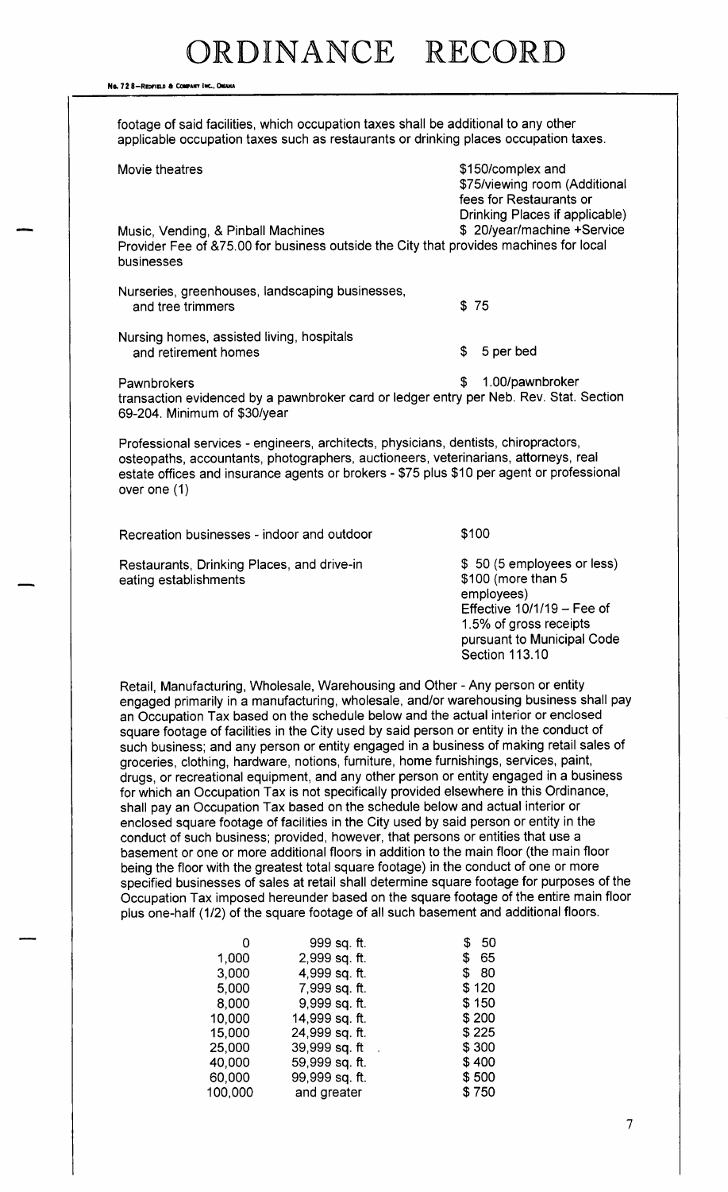footage of said facilities, which occupation taxes shall be additional to any other applicable occupation taxes such as restaurants or drinking places occupation taxes.

| | |
|---|---|
| Movie theatres | $150/complex and $75/viewing room (Additional fees for Restaurants or Drinking Places if applicable) |
| Music, Vending, & Pinball Machines | $ 20/year/machine +Service |

Provider Fee of &75.00 for business outside the City that provides machines for local businesses

| | |
|---|---|
| Nurseries, greenhouses, landscaping businesses, and tree trimmers | $ 75 |
| Nursing homes, assisted living, hospitals and retirement homes | $ 5 per bed |
| Pawnbrokers | $ 1.00/pawnbroker |

transaction evidenced by a pawnbroker card or ledger entry per Neb. Rev. Stat. Section 69-204. Minimum of $30/year

Professional services - engineers, architects, physicians, dentists, chiropractors, osteopaths, accountants, photographers, auctioneers, veterinarians, attorneys, real estate offices and insurance agents or brokers - $75 plus $10 per agent or professional over one (1)

| | |
|---|---|
| Recreation businesses - indoor and outdoor | $100 |
| Restaurants, Drinking Places, and drive-in eating establishments | $ 50 (5 employees or less) $100 (more than 5 employees) Effective 10/1/19 – Fee of 1.5% of gross receipts pursuant to Municipal Code Section 113.10 |

Retail, Manufacturing, Wholesale, Warehousing and Other - Any person or entity engaged primarily in a manufacturing, wholesale, and/or warehousing business shall pay an Occupation Tax based on the schedule below and the actual interior or enclosed square footage of facilities in the City used by said person or entity in the conduct of such business; and any person or entity engaged in a business of making retail sales of groceries, clothing, hardware, notions, furniture, home furnishings, services, paint, drugs, or recreational equipment, and any other person or entity engaged in a business for which an Occupation Tax is not specifically provided elsewhere in this Ordinance, shall pay an Occupation Tax based on the schedule below and actual interior or enclosed square footage of facilities in the City used by said person or entity in the conduct of such business; provided, however, that persons or entities that use a basement or one or more additional floors in addition to the main floor (the main floor being the floor with the greatest total square footage) in the conduct of one or more specified businesses of sales at retail shall determine square footage for purposes of the Occupation Tax imposed hereunder based on the square footage of the entire main floor plus one-half (1/2) of the square footage of all such basement and additional floors.

| | | |
|---|---|---|
| 0 | 999 sq. ft. | $ 50 |
| 1,000 | 2,999 sq. ft. | $ 65 |
| 3,000 | 4,999 sq. ft. | $ 80 |
| 5,000 | 7,999 sq. ft. | $ 120 |
| 8,000 | 9,999 sq. ft. | $ 150 |
| 10,000 | 14,999 sq. ft. | $ 200 |
| 15,000 | 24,999 sq. ft. | $ 225 |
| 25,000 | 39,999 sq. ft | $ 300 |
| 40,000 | 59,999 sq. ft. | $ 400 |
| 60,000 | 99,999 sq. ft. | $ 500 |
| 100,000 | and greater | $ 750 |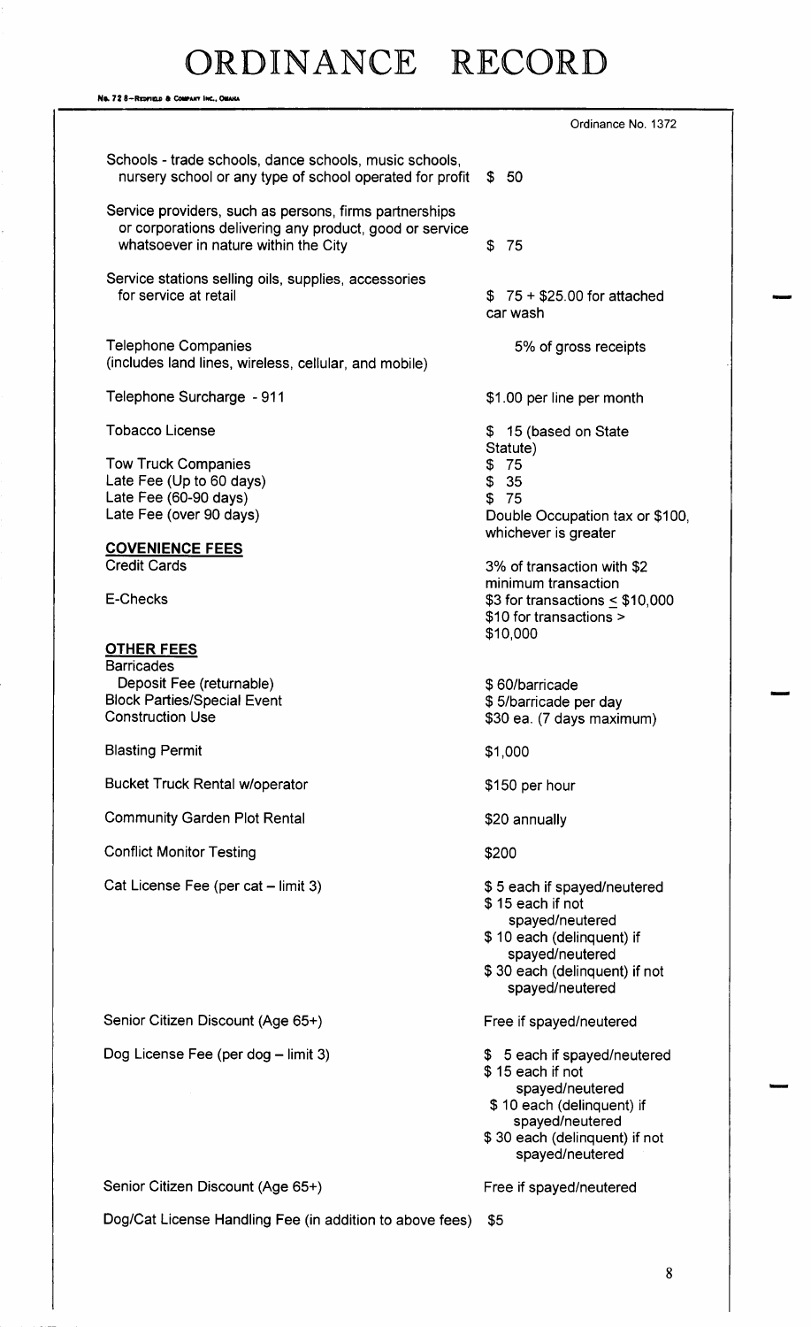# ORDINANCE RECORD

Ordinance No. 1372

| | |
|---|---|
| Schools - trade schools, dance schools, music schools, nursery school or any type of school operated for profit | $ 50 |
| Service providers, such as persons, firms partnerships or corporations delivering any product, good or service whatsoever in nature within the City | $ 75 |
| Service stations selling oils, supplies, accessories for service at retail | $ 75 + $25.00 for attached car wash |
| Telephone Companies (includes land lines, wireless, cellular, and mobile) | 5% of gross receipts |
| Telephone Surcharge - 911 | $1.00 per line per month |
| Tobacco License | $ 15 (based on State Statute) |
| Tow Truck Companies | $ 75 |
| Late Fee (Up to 60 days) | $ 35 |
| Late Fee (60-90 days) | $ 75 |
| Late Fee (over 90 days) | Double Occupation tax or $100, whichever is greater |

**COVENIENCE FEES**

| | |
|---|---|
| Credit Cards | 3% of transaction with $2 minimum transaction |
| E-Checks | $3 for transactions ≤ $10,000<br>$10 for transactions > $10,000 |

**OTHER FEES**

| | |
|---|---|
| Barricades | |
| Deposit Fee (returnable) | $ 60/barricade |
| Block Parties/Special Event | $ 5/barricade per day |
| Construction Use | $30 ea. (7 days maximum) |
| Blasting Permit | $1,000 |
| Bucket Truck Rental w/operator | $150 per hour |
| Community Garden Plot Rental | $20 annually |
| Conflict Monitor Testing | $200 |
| Cat License Fee (per cat – limit 3) | $ 5 each if spayed/neutered<br>$ 15 each if not spayed/neutered<br>$ 10 each (delinquent) if spayed/neutered<br>$ 30 each (delinquent) if not spayed/neutered |
| Senior Citizen Discount (Age 65+) | Free if spayed/neutered |
| Dog License Fee (per dog – limit 3) | $ 5 each if spayed/neutered<br>$ 15 each if not spayed/neutered<br>$ 10 each (delinquent) if spayed/neutered<br>$ 30 each (delinquent) if not spayed/neutered |
| Senior Citizen Discount (Age 65+) | Free if spayed/neutered |
| Dog/Cat License Handling Fee (in addition to above fees) | $5 |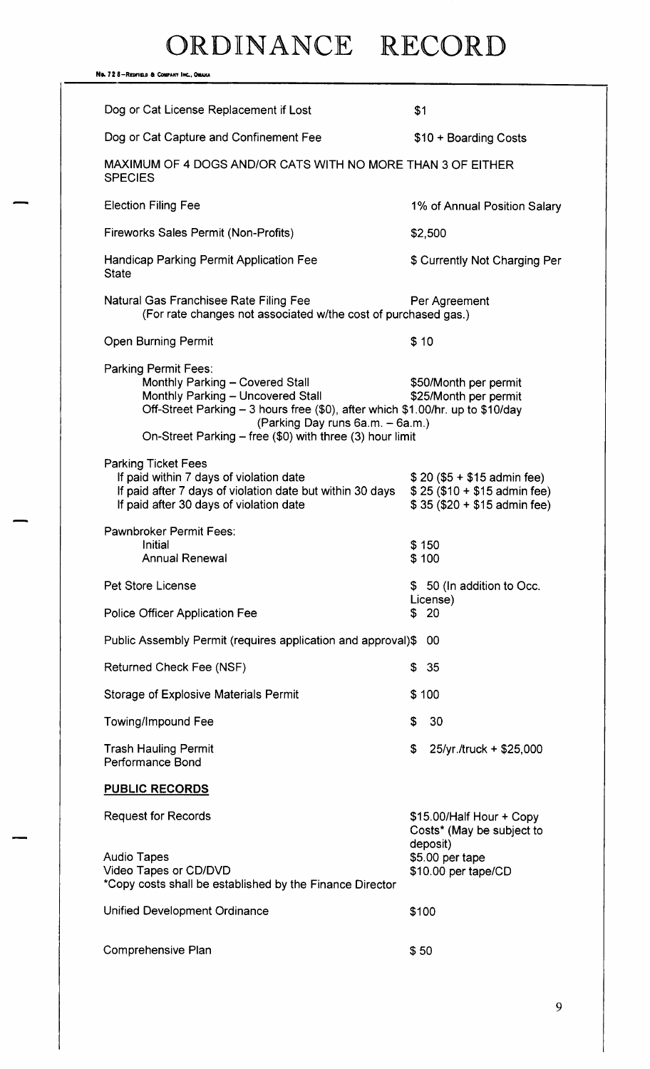# ORDINANCE RECORD

| | |
|---|---|
| Dog or Cat License Replacement if Lost | $1 |
| Dog or Cat Capture and Confinement Fee | $10 + Boarding Costs |

MAXIMUM OF 4 DOGS AND/OR CATS WITH NO MORE THAN 3 OF EITHER SPECIES

| | |
|---|---|
| Election Filing Fee | 1% of Annual Position Salary |
| Fireworks Sales Permit (Non-Profits) | $2,500 |
| Handicap Parking Permit Application Fee | $ Currently Not Charging Per State |
| Natural Gas Franchisee Rate Filing Fee (For rate changes not associated w/the cost of purchased gas.) | Per Agreement |
| Open Burning Permit | $ 10 |

Parking Permit Fees:

| | |
|---|---|
| Monthly Parking – Covered Stall | $50/Month per permit |
| Monthly Parking – Uncovered Stall | $25/Month per permit |

Off-Street Parking – 3 hours free ($0), after which $1.00/hr. up to $10/day (Parking Day runs 6a.m. – 6a.m.)

On-Street Parking – free ($0) with three (3) hour limit

Parking Ticket Fees

| | |
|---|---|
| If paid within 7 days of violation date | $ 20 ($5 + $15 admin fee) |
| If paid after 7 days of violation date but within 30 days | $ 25 ($10 + $15 admin fee) |
| If paid after 30 days of violation date | $ 35 ($20 + $15 admin fee) |

Pawnbroker Permit Fees:

| | |
|---|---|
| Initial | $ 150 |
| Annual Renewal | $ 100 |

| | |
|---|---|
| Pet Store License | $ 50 (In addition to Occ. License) |
| Police Officer Application Fee | $ 20 |
| Public Assembly Permit (requires application and approval) | $ 00 |
| Returned Check Fee (NSF) | $ 35 |
| Storage of Explosive Materials Permit | $ 100 |
| Towing/Impound Fee | $ 30 |
| Trash Hauling Permit Performance Bond | $ 25/yr./truck + $25,000 |

**PUBLIC RECORDS**

| | |
|---|---|
| Request for Records | $15.00/Half Hour + Copy Costs* (May be subject to deposit) |
| Audio Tapes | $5.00 per tape |
| Video Tapes or CD/DVD | $10.00 per tape/CD |

*Copy costs shall be established by the Finance Director

| | |
|---|---|
| Unified Development Ordinance | $100 |
| Comprehensive Plan | $ 50 |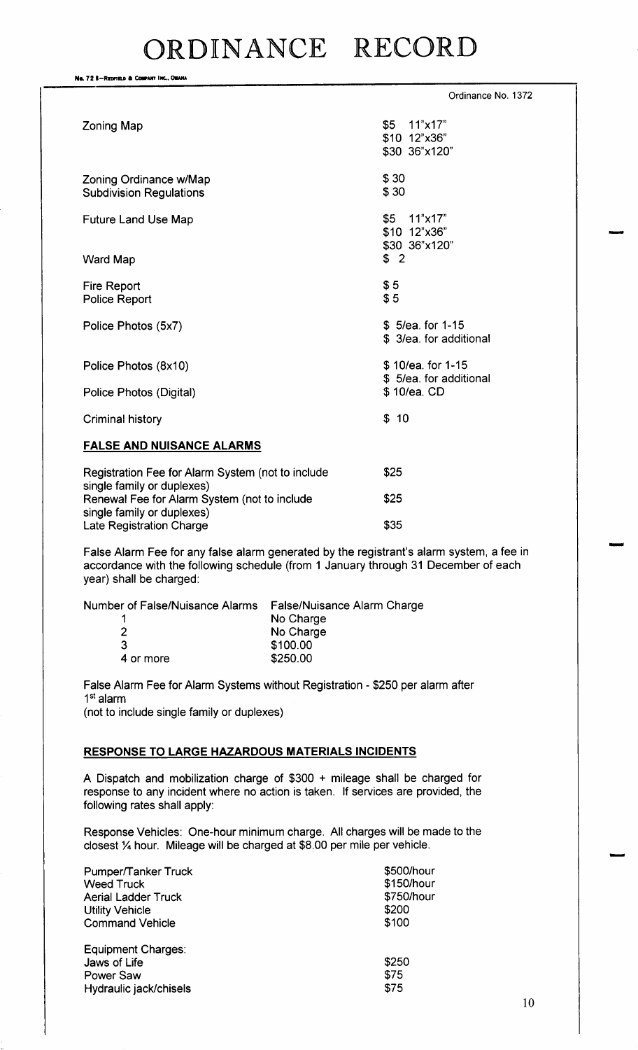# ORDINANCE RECORD

Ordinance No. 1372

| | |
|---|---|
| Zoning Map | \$5 11"x17"<br>\$10 12"x36"<br>\$30 36"x120" |
| Zoning Ordinance w/Map | \$ 30 |
| Subdivision Regulations | \$ 30 |
| Future Land Use Map | \$5 11"x17"<br>\$10 12"x36"<br>\$30 36"x120" |
| Ward Map | \$ 2 |
| Fire Report | \$ 5 |
| Police Report | \$ 5 |
| Police Photos (5x7) | \$ 5/ea. for 1-15<br>\$ 3/ea. for additional |
| Police Photos (8x10) | \$ 10/ea. for 1-15<br>\$ 5/ea. for additional |
| Police Photos (Digital) | \$ 10/ea. CD |
| Criminal history | \$ 10 |

**FALSE AND NUISANCE ALARMS**

| | |
|---|---|
| Registration Fee for Alarm System (not to include single family or duplexes) | \$25 |
| Renewal Fee for Alarm System (not to include single family or duplexes) | \$25 |
| Late Registration Charge | \$35 |

False Alarm Fee for any false alarm generated by the registrant's alarm system, a fee in accordance with the following schedule (from 1 January through 31 December of each year) shall be charged:

| Number of False/Nuisance Alarms | False/Nuisance Alarm Charge |
|---|---|
| 1 | No Charge |
| 2 | No Charge |
| 3 | \$100.00 |
| 4 or more | \$250.00 |

False Alarm Fee for Alarm Systems without Registration - \$250 per alarm after 1st alarm
(not to include single family or duplexes)

**RESPONSE TO LARGE HAZARDOUS MATERIALS INCIDENTS**

A Dispatch and mobilization charge of \$300 + mileage shall be charged for response to any incident where no action is taken. If services are provided, the following rates shall apply:

Response Vehicles: One-hour minimum charge. All charges will be made to the closest ¼ hour. Mileage will be charged at \$8.00 per mile per vehicle.

| | |
|---|---|
| Pumper/Tanker Truck | \$500/hour |
| Weed Truck | \$150/hour |
| Aerial Ladder Truck | \$750/hour |
| Utility Vehicle | \$200 |
| Command Vehicle | \$100 |

Equipment Charges:

| | |
|---|---|
| Jaws of Life | \$250 |
| Power Saw | \$75 |
| Hydraulic jack/chisels | \$75 |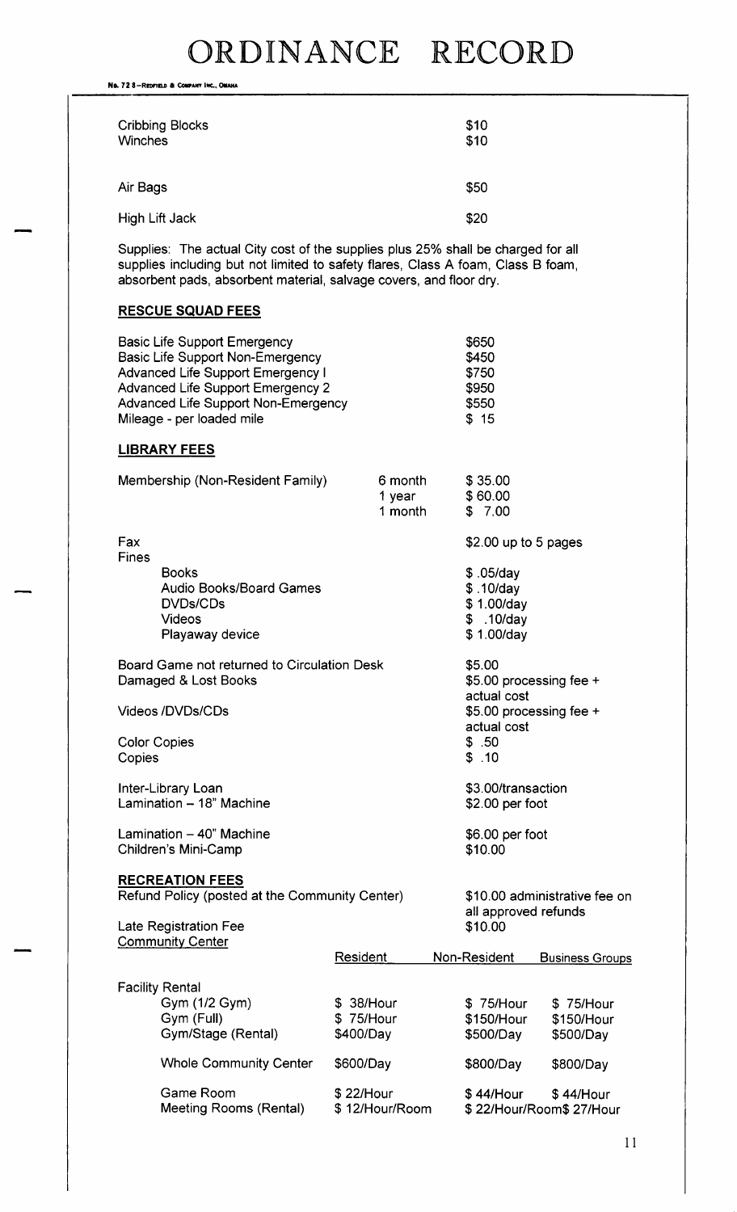| | |
|---|---|
| Cribbing Blocks | $10 |
| Winches | $10 |
| Air Bags | $50 |
| High Lift Jack | $20 |

Supplies: The actual City cost of the supplies plus 25% shall be charged for all supplies including but not limited to safety flares, Class A foam, Class B foam, absorbent pads, absorbent material, salvage covers, and floor dry.

**RESCUE SQUAD FEES**

| | |
|---|---|
| Basic Life Support Emergency | $650 |
| Basic Life Support Non-Emergency | $450 |
| Advanced Life Support Emergency I | $750 |
| Advanced Life Support Emergency 2 | $950 |
| Advanced Life Support Non-Emergency | $550 |
| Mileage - per loaded mile | $ 15 |

**LIBRARY FEES**

| | | |
|---|---|---|
| Membership (Non-Resident Family) | 6 month | $ 35.00 |
| | 1 year | $ 60.00 |
| | 1 month | $ 7.00 |
| Fax | | $2.00 up to 5 pages |
| Fines | | |
| Books | | $ .05/day |
| Audio Books/Board Games | | $ .10/day |
| DVDs/CDs | | $ 1.00/day |
| Videos | | $ .10/day |
| Playaway device | | $ 1.00/day |
| Board Game not returned to Circulation Desk | | $5.00 |
| Damaged & Lost Books | | $5.00 processing fee + actual cost |
| Videos /DVDs/CDs | | $5.00 processing fee + actual cost |
| Color Copies | | $ .50 |
| Copies | | $ .10 |
| Inter-Library Loan | | $3.00/transaction |
| Lamination – 18" Machine | | $2.00 per foot |
| Lamination – 40" Machine | | $6.00 per foot |
| Children's Mini-Camp | | $10.00 |

**RECREATION FEES**

| | |
|---|---|
| Refund Policy (posted at the Community Center) | $10.00 administrative fee on all approved refunds |
| Late Registration Fee | $10.00 |

Community Center

| | Resident | Non-Resident | Business Groups |
|---|---|---|---|
| Facility Rental | | | |
| Gym (1/2 Gym) | $ 38/Hour | $ 75/Hour | $ 75/Hour |
| Gym (Full) | $ 75/Hour | $150/Hour | $150/Hour |
| Gym/Stage (Rental) | $400/Day | $500/Day | $500/Day |
| Whole Community Center | $600/Day | $800/Day | $800/Day |
| Game Room | $ 22/Hour | $ 44/Hour | $ 44/Hour |
| Meeting Rooms (Rental) | $ 12/Hour/Room | $ 22/Hour/Room | $ 27/Hour |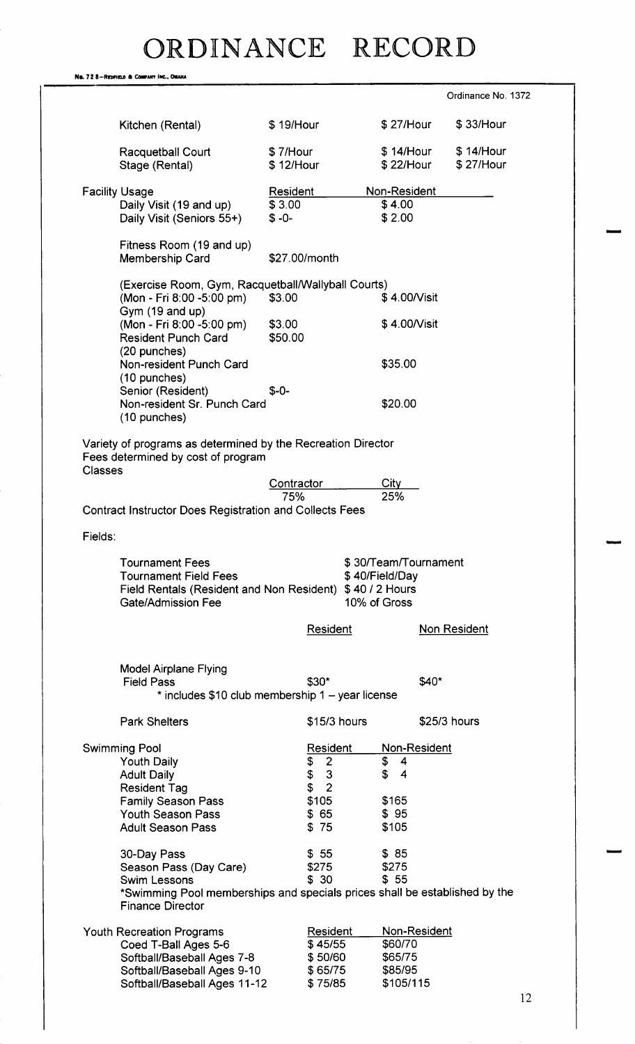# ORDINANCE RECORD

Ordinance No. 1372

| | | | |
|---|---|---|---|
| Kitchen (Rental) | $ 19/Hour | $ 27/Hour | $ 33/Hour |
| Racquetball Court | $ 7/Hour | $ 14/Hour | $ 14/Hour |
| Stage (Rental) | $ 12/Hour | $ 22/Hour | $ 27/Hour |

| Facility Usage | Resident | Non-Resident |
|---|---|---|
| Daily Visit (19 and up) | $ 3.00 | $ 4.00 |
| Daily Visit (Seniors 55+) | $ -0- | $ 2.00 |
| Fitness Room (19 and up) Membership Card | $27.00/month | |
| (Exercise Room, Gym, Racquetball/Wallyball Courts) (Mon - Fri 8:00 -5:00 pm) | $3.00 | $ 4.00/Visit |
| Gym (19 and up) (Mon - Fri 8:00 -5:00 pm) | $3.00 | $ 4.00/Visit |
| Resident Punch Card (20 punches) | $50.00 | |
| Non-resident Punch Card (10 punches) | | $35.00 |
| Senior (Resident) | $-0- | |
| Non-resident Sr. Punch Card (10 punches) | | $20.00 |

Variety of programs as determined by the Recreation Director
Fees determined by cost of program

Classes

| Contractor | City |
|---|---|
| 75% | 25% |

Contract Instructor Does Registration and Collects Fees

Fields:

| | |
|---|---|
| Tournament Fees | $ 30/Team/Tournament |
| Tournament Field Fees | $ 40/Field/Day |
| Field Rentals (Resident and Non Resident) | $ 40 / 2 Hours |
| Gate/Admission Fee | 10% of Gross |

| | Resident | Non Resident |
|---|---|---|
| Model Airplane Flying Field Pass | $30* | $40* |
| Park Shelters | $15/3 hours | $25/3 hours |

\* includes $10 club membership 1 – year license

| Swimming Pool | Resident | Non-Resident |
|---|---|---|
| Youth Daily | $ 2 | $ 4 |
| Adult Daily | $ 3 | $ 4 |
| Resident Tag | $ 2 | |
| Family Season Pass | $105 | $165 |
| Youth Season Pass | $ 65 | $ 95 |
| Adult Season Pass | $ 75 | $105 |
| 30-Day Pass | $ 55 | $ 85 |
| Season Pass (Day Care) | $275 | $275 |
| Swim Lessons | $ 30 | $ 55 |

*Swimming Pool memberships and specials prices shall be established by the Finance Director

| Youth Recreation Programs | Resident | Non-Resident |
|---|---|---|
| Coed T-Ball Ages 5-6 | $ 45/55 | $60/70 |
| Softball/Baseball Ages 7-8 | $ 50/60 | $65/75 |
| Softball/Baseball Ages 9-10 | $ 65/75 | $85/95 |
| Softball/Baseball Ages 11-12 | $ 75/85 | $105/115 |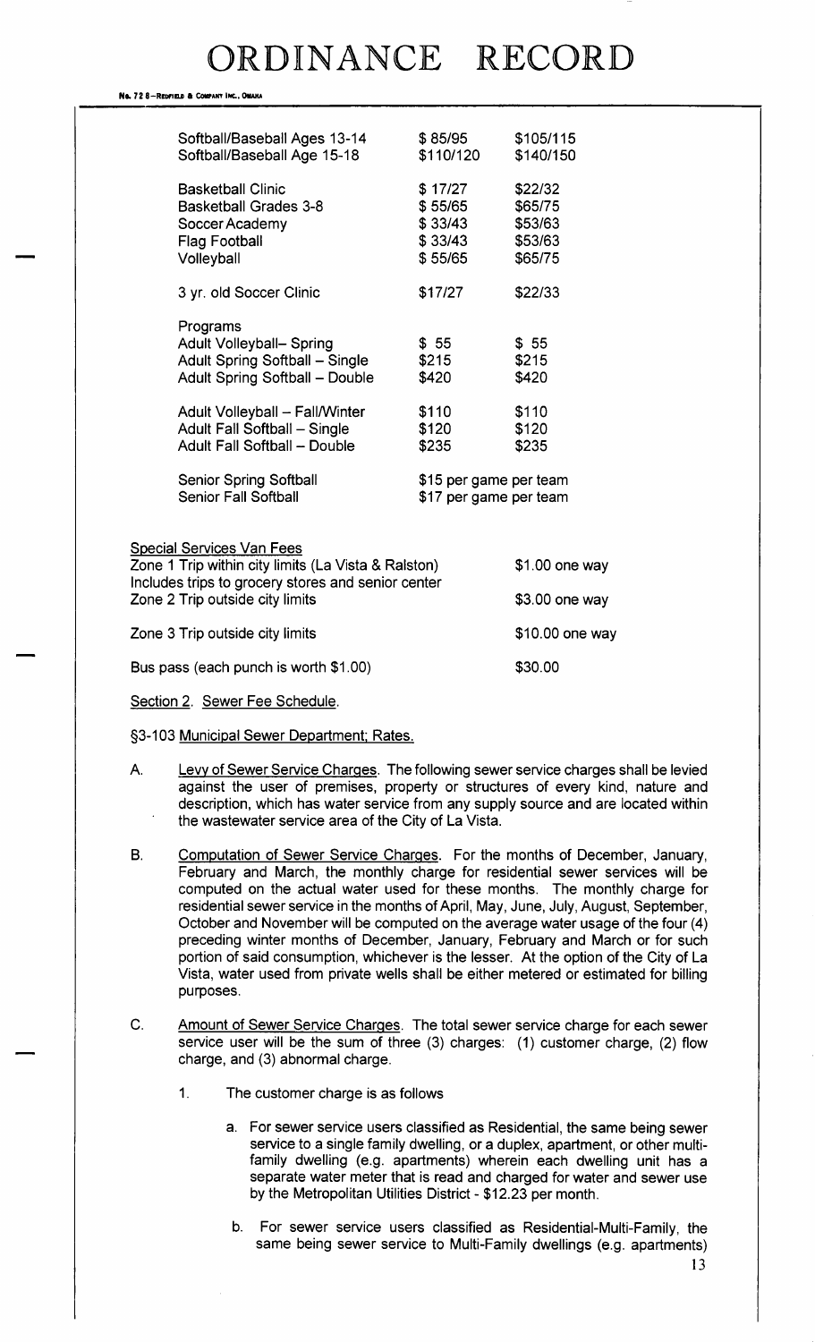| | | |
|---|---|---|
| Softball/Baseball Ages 13-14 | $ 85/95 | $105/115 |
| Softball/Baseball Age 15-18 | $110/120 | $140/150 |
| | | |
| Basketball Clinic | $ 17/27 | $22/32 |
| Basketball Grades 3-8 | $ 55/65 | $65/75 |
| Soccer Academy | $ 33/43 | $53/63 |
| Flag Football | $ 33/43 | $53/63 |
| Volleyball | $ 55/65 | $65/75 |
| | | |
| 3 yr. old Soccer Clinic | $17/27 | $22/33 |
| | | |
| Programs | | |
| Adult Volleyball– Spring | $ 55 | $ 55 |
| Adult Spring Softball – Single | $215 | $215 |
| Adult Spring Softball – Double | $420 | $420 |
| | | |
| Adult Volleyball – Fall/Winter | $110 | $110 |
| Adult Fall Softball – Single | $120 | $120 |
| Adult Fall Softball – Double | $235 | $235 |
| | | |
| Senior Spring Softball | $15 per game per team | |
| Senior Fall Softball | $17 per game per team | |

Special Services Van Fees

| | |
|---|---|
| Zone 1 Trip within city limits (La Vista & Ralston) Includes trips to grocery stores and senior center | $1.00 one way |
| Zone 2 Trip outside city limits | $3.00 one way |
| Zone 3 Trip outside city limits | $10.00 one way |
| Bus pass (each punch is worth $1.00) | $30.00 |

Section 2. Sewer Fee Schedule.

§3-103 Municipal Sewer Department; Rates.

A. Levy of Sewer Service Charges. The following sewer service charges shall be levied against the user of premises, property or structures of every kind, nature and description, which has water service from any supply source and are located within the wastewater service area of the City of La Vista.

B. Computation of Sewer Service Charges. For the months of December, January, February and March, the monthly charge for residential sewer services will be computed on the actual water used for these months. The monthly charge for residential sewer service in the months of April, May, June, July, August, September, October and November will be computed on the average water usage of the four (4) preceding winter months of December, January, February and March or for such portion of said consumption, whichever is the lesser. At the option of the City of La Vista, water used from private wells shall be either metered or estimated for billing purposes.

C. Amount of Sewer Service Charges. The total sewer service charge for each sewer service user will be the sum of three (3) charges: (1) customer charge, (2) flow charge, and (3) abnormal charge.

1. The customer charge is as follows

   a. For sewer service users classified as Residential, the same being sewer service to a single family dwelling, or a duplex, apartment, or other multi-family dwelling (e.g. apartments) wherein each dwelling unit has a separate water meter that is read and charged for water and sewer use by the Metropolitan Utilities District - $12.23 per month.

   b. For sewer service users classified as Residential-Multi-Family, the same being sewer service to Multi-Family dwellings (e.g. apartments)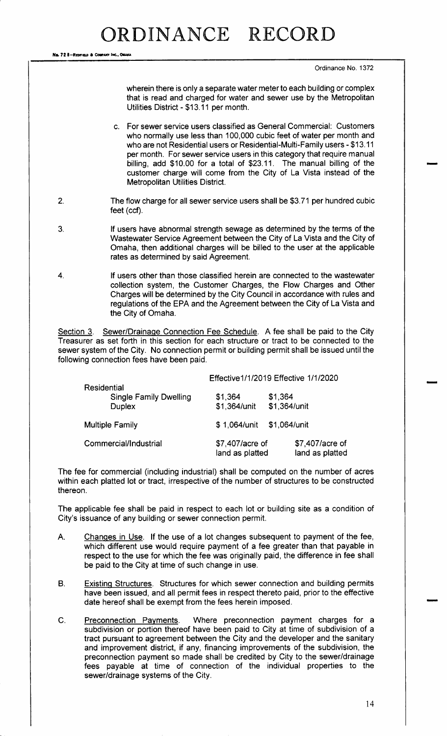# ORDINANCE RECORD

Ordinance No. 1372

wherein there is only a separate water meter to each building or complex that is read and charged for water and sewer use by the Metropolitan Utilities District - $13.11 per month.

c. For sewer service users classified as General Commercial: Customers who normally use less than 100,000 cubic feet of water per month and who are not Residential users or Residential-Multi-Family users - $13.11 per month. For sewer service users in this category that require manual billing, add $10.00 for a total of $23.11. The manual billing of the customer charge will come from the City of La Vista instead of the Metropolitan Utilities District.

2. The flow charge for all sewer service users shall be $3.71 per hundred cubic feet (ccf).

3. If users have abnormal strength sewage as determined by the terms of the Wastewater Service Agreement between the City of La Vista and the City of Omaha, then additional charges will be billed to the user at the applicable rates as determined by said Agreement.

4. If users other than those classified herein are connected to the wastewater collection system, the Customer Charges, the Flow Charges and Other Charges will be determined by the City Council in accordance with rules and regulations of the EPA and the Agreement between the City of La Vista and the City of Omaha.

Section 3. Sewer/Drainage Connection Fee Schedule. A fee shall be paid to the City Treasurer as set forth in this section for each structure or tract to be connected to the sewer system of the City. No connection permit or building permit shall be issued until the following connection fees have been paid.

| | Effective 1/1/2019 | Effective 1/1/2020 |
|---|---|---|
| Residential | | |
| Single Family Dwelling | $1,364 | $1,364 |
| Duplex | $1,364/unit | $1,364/unit |
| Multiple Family | $ 1,064/unit | $1,064/unit |
| Commercial/Industrial | $7,407/acre of land as platted | $7,407/acre of land as platted |

The fee for commercial (including industrial) shall be computed on the number of acres within each platted lot or tract, irrespective of the number of structures to be constructed thereon.

The applicable fee shall be paid in respect to each lot or building site as a condition of City's issuance of any building or sewer connection permit.

A. Changes in Use. If the use of a lot changes subsequent to payment of the fee, which different use would require payment of a fee greater than that payable in respect to the use for which the fee was originally paid, the difference in fee shall be paid to the City at time of such change in use.

B. Existing Structures. Structures for which sewer connection and building permits have been issued, and all permit fees in respect thereto paid, prior to the effective date hereof shall be exempt from the fees herein imposed.

C. Preconnection Payments. Where preconnection payment charges for a subdivision or portion thereof have been paid to City at time of subdivision of a tract pursuant to agreement between the City and the developer and the sanitary and improvement district, if any, financing improvements of the subdivision, the preconnection payment so made shall be credited by City to the sewer/drainage fees payable at time of connection of the individual properties to the sewer/drainage systems of the City.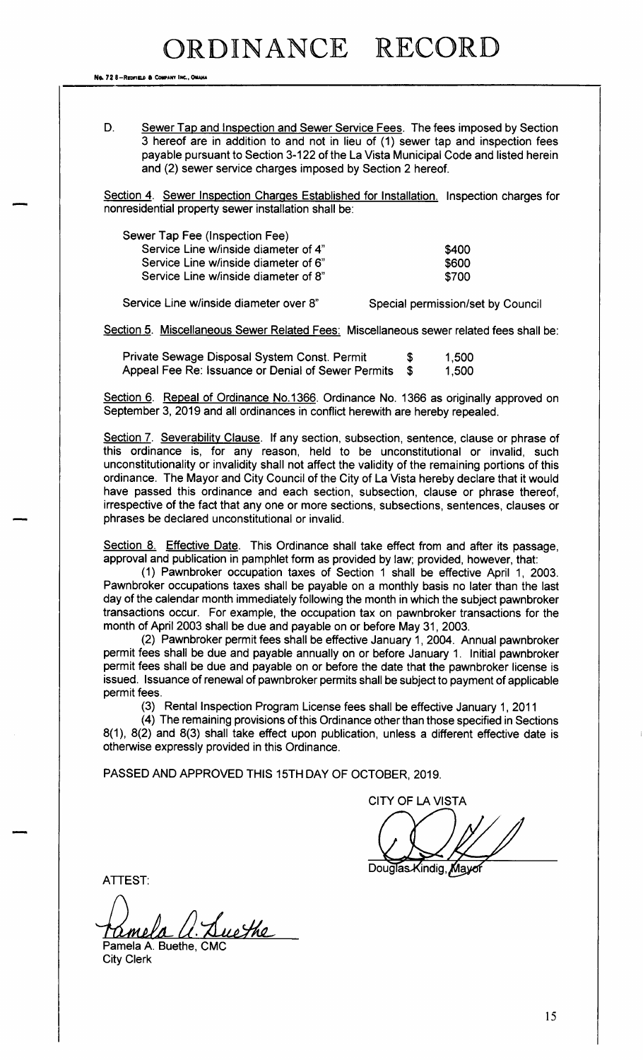# ORDINANCE RECORD

No. 72 8—REDFIELD & COMPANY INC., OMAHA

D. Sewer Tap and Inspection and Sewer Service Fees. The fees imposed by Section 3 hereof are in addition to and not in lieu of (1) sewer tap and inspection fees payable pursuant to Section 3-122 of the La Vista Municipal Code and listed herein and (2) sewer service charges imposed by Section 2 hereof.

Section 4. Sewer Inspection Charges Established for Installation. Inspection charges for nonresidential property sewer installation shall be:

| | |
|---|---|
| Sewer Tap Fee (Inspection Fee) | |
| Service Line w/inside diameter of 4" | $400 |
| Service Line w/inside diameter of 6" | $600 |
| Service Line w/inside diameter of 8" | $700 |
| Service Line w/inside diameter over 8" | Special permission/set by Council |

Section 5. Miscellaneous Sewer Related Fees: Miscellaneous sewer related fees shall be:

| | |
|---|---|
| Private Sewage Disposal System Const. Permit | $ 1,500 |
| Appeal Fee Re: Issuance or Denial of Sewer Permits | $ 1,500 |

Section 6. Repeal of Ordinance No.1366. Ordinance No. 1366 as originally approved on September 3, 2019 and all ordinances in conflict herewith are hereby repealed.

Section 7. Severability Clause. If any section, subsection, sentence, clause or phrase of this ordinance is, for any reason, held to be unconstitutional or invalid, such unconstitutionality or invalidity shall not affect the validity of the remaining portions of this ordinance. The Mayor and City Council of the City of La Vista hereby declare that it would have passed this ordinance and each section, subsection, clause or phrase thereof, irrespective of the fact that any one or more sections, subsections, sentences, clauses or phrases be declared unconstitutional or invalid.

Section 8. Effective Date. This Ordinance shall take effect from and after its passage, approval and publication in pamphlet form as provided by law; provided, however, that:

(1) Pawnbroker occupation taxes of Section 1 shall be effective April 1, 2003. Pawnbroker occupations taxes shall be payable on a monthly basis no later than the last day of the calendar month immediately following the month in which the subject pawnbroker transactions occur. For example, the occupation tax on pawnbroker transactions for the month of April 2003 shall be due and payable on or before May 31, 2003.

(2) Pawnbroker permit fees shall be effective January 1, 2004. Annual pawnbroker permit fees shall be due and payable annually on or before January 1. Initial pawnbroker permit fees shall be due and payable on or before the date that the pawnbroker license is issued. Issuance of renewal of pawnbroker permits shall be subject to payment of applicable permit fees.

(3) Rental Inspection Program License fees shall be effective January 1, 2011

(4) The remaining provisions of this Ordinance other than those specified in Sections 8(1), 8(2) and 8(3) shall take effect upon publication, unless a different effective date is otherwise expressly provided in this Ordinance.

PASSED AND APPROVED THIS 15TH DAY OF OCTOBER, 2019.

CITY OF LA VISTA

Douglas Kindig, Mayor

ATTEST:

Pamela A. Buethe, CMC
City Clerk